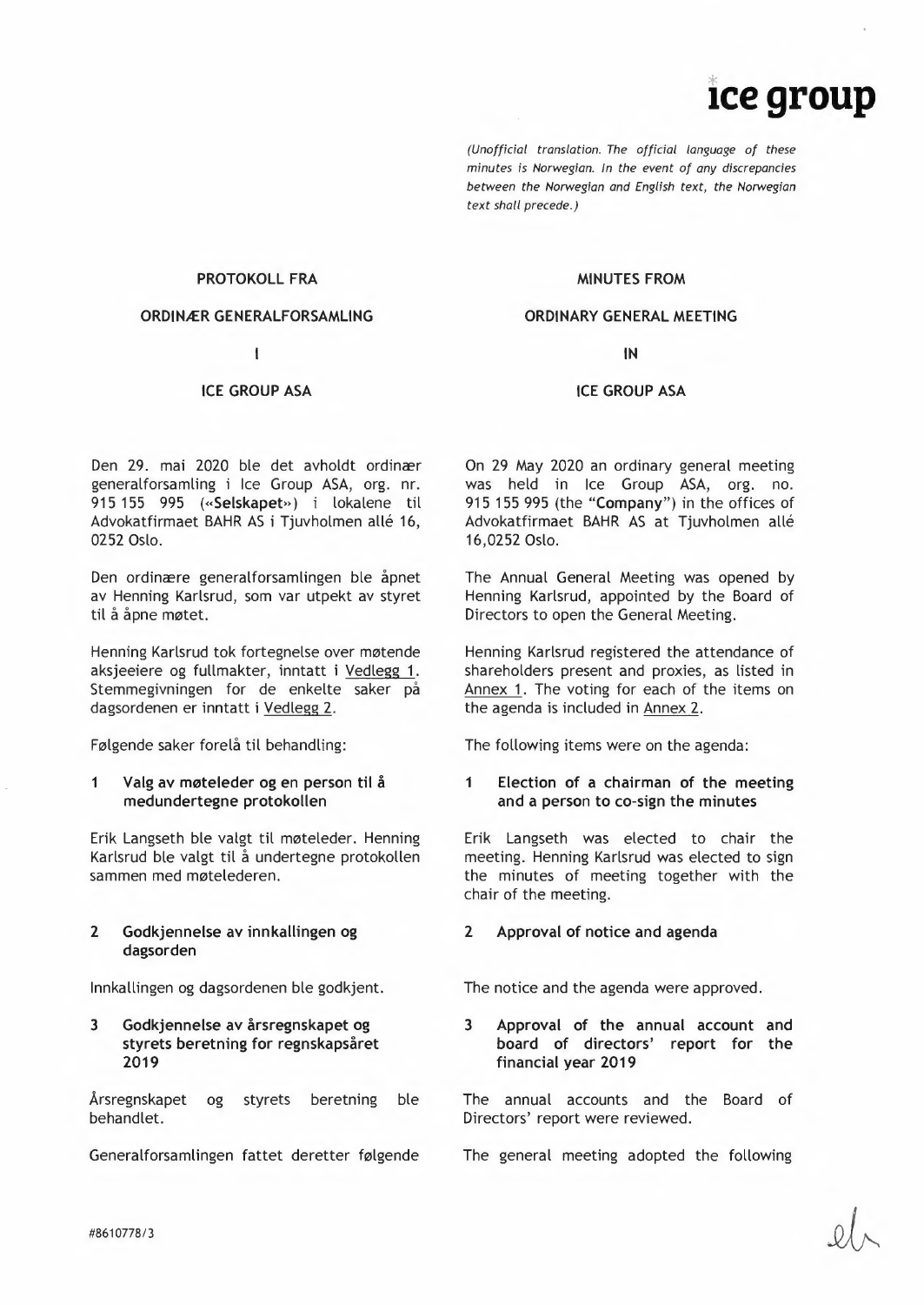ice group

*(Unofficial translation. The official language of these minutes is Norwegian. In the event of any discrepancies between the Norwegian and English text, the Norwegian text shall precede.)*

**PROTOKOLL FRA**

**ORDINÆR GENERALFORSAMLING**

**I**

**ICE GROUP ASA**

Den 29. mai 2020 ble det avholdt ordinær generalforsamling i Ice Group ASA, org. nr. 915 155 995 («**Selskapet**») i lokalene til Advokatfirmaet BAHR AS i Tjuvholmen allé 16, 0252 Oslo.

Den ordinære generalforsamlingen ble åpnet av Henning Karlsrud, som var utpekt av styret til å åpne møtet.

Henning Karlsrud tok fortegnelse over møtende aksjeeiere og fullmakter, inntatt i Vedlegg 1. Stemmegivningen for de enkelte saker på dagsordenen er inntatt i Vedlegg 2.

Følgende saker forelå til behandling:

**1 Valg av møteleder og en person til å medundertegne protokollen**

Erik Langseth ble valgt til møteleder. Henning Karlsrud ble valgt til å undertegne protokollen sammen med møtelederen.

**2 Godkjennelse av innkallingen og dagsorden**

Innkallingen og dagsordenen ble godkjent.

**3 Godkjennelse av årsregnskapet og styrets beretning for regnskapsåret 2019**

Årsregnskapet og styrets beretning ble behandlet.

Generalforsamlingen fattet deretter følgende

**MINUTES FROM**

**ORDINARY GENERAL MEETING**

**IN**

**ICE GROUP ASA**

On 29 May 2020 an ordinary general meeting was held in Ice Group ASA, org. no. 915 155 995 (the "**Company**") in the offices of Advokatfirmaet BAHR AS at Tjuvholmen allé 16,0252 Oslo.

The Annual General Meeting was opened by Henning Karlsrud, appointed by the Board of Directors to open the General Meeting.

Henning Karlsrud registered the attendance of shareholders present and proxies, as listed in Annex 1. The voting for each of the items on the agenda is included in Annex 2.

The following items were on the agenda:

**1 Election of a chairman of the meeting and a person to co-sign the minutes**

Erik Langseth was elected to chair the meeting. Henning Karlsrud was elected to sign the minutes of meeting together with the chair of the meeting.

**2 Approval of notice and agenda**

The notice and the agenda were approved.

**3 Approval of the annual account and board of directors' report for the financial year 2019**

The annual accounts and the Board of Directors' report were reviewed.

The general meeting adopted the following

#8610778/3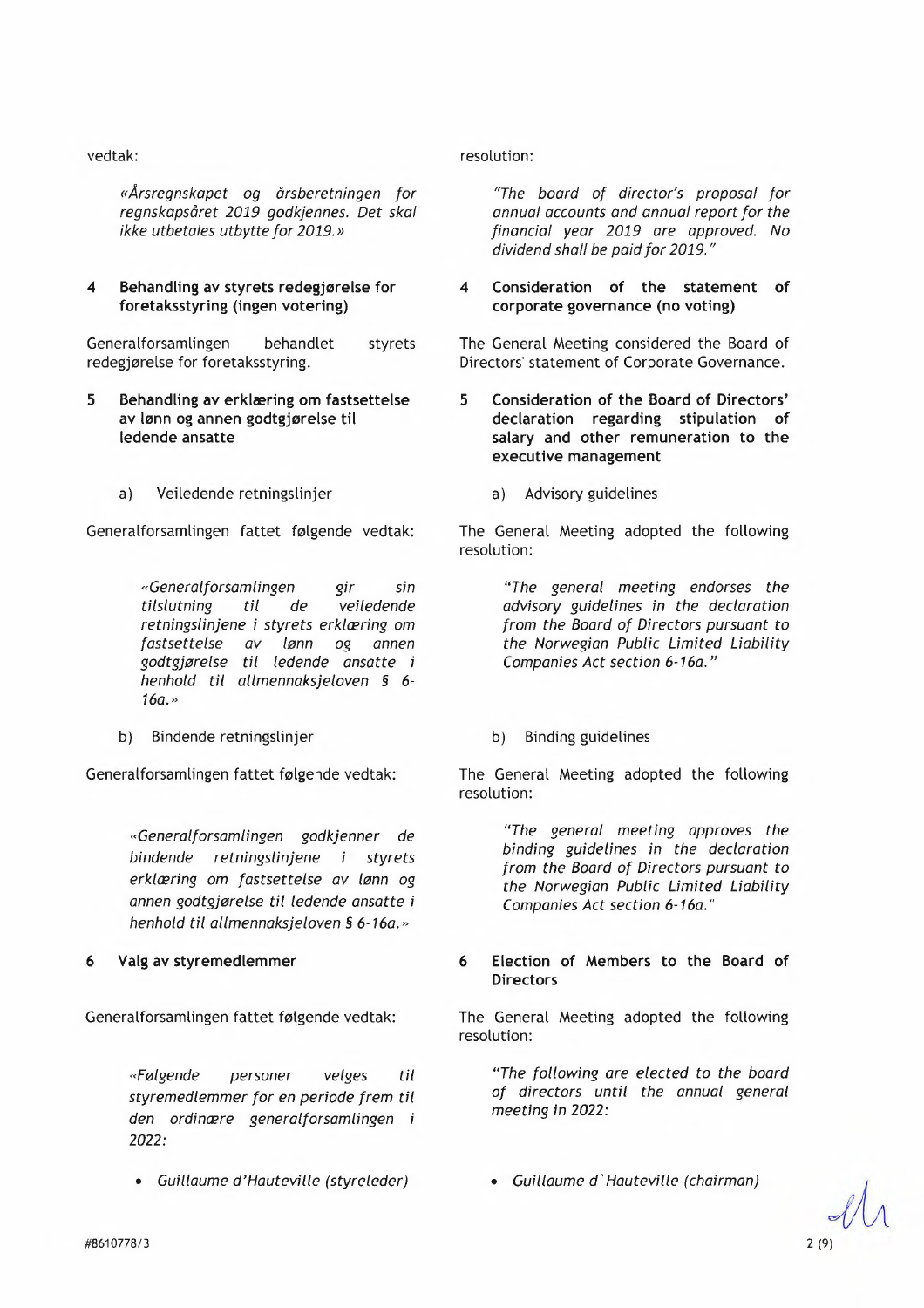vedtak:

*«Årsregnskapet og årsberetningen for regnskapsåret 2019 godkjennes. Det skal ikke utbetales utbytte for 2019.»*

**4 Behandling av styrets redegjørelse for foretaksstyring (ingen votering)**

Generalforsamlingen behandlet styrets redegjørelse for foretaksstyring.

**5 Behandling av erklæring om fastsettelse av lønn og annen godtgjørelse til ledende ansatte**

a) Veiledende retningslinjer

Generalforsamlingen fattet følgende vedtak:

*«Generalforsamlingen gir sin tilslutning til de veiledende retningslinjene i styrets erklæring om fastsettelse av lønn og annen godtgjørelse til ledende ansatte i henhold til allmennaksjeloven § 6-16a.»*

b) Bindende retningslinjer

Generalforsamlingen fattet følgende vedtak:

*«Generalforsamlingen godkjenner de bindende retningslinjene i styrets erklæring om fastsettelse av lønn og annen godtgjørelse til ledende ansatte i henhold til allmennaksjeloven § 6-16a.»*

**6 Valg av styremedlemmer**

Generalforsamlingen fattet følgende vedtak:

*«Følgende personer velges til styremedlemmer for en periode frem til den ordinære generalforsamlingen i 2022:*

- *Guillaume d'Hauteville (styreleder)*

resolution:

*"The board of director's proposal for annual accounts and annual report for the financial year 2019 are approved. No dividend shall be paid for 2019."*

**4 Consideration of the statement of corporate governance (no voting)**

The General Meeting considered the Board of Directors' statement of Corporate Governance.

**5 Consideration of the Board of Directors' declaration regarding stipulation of salary and other remuneration to the executive management**

a) Advisory guidelines

The General Meeting adopted the following resolution:

*"The general meeting endorses the advisory guidelines in the declaration from the Board of Directors pursuant to the Norwegian Public Limited Liability Companies Act section 6-16a."*

b) Binding guidelines

The General Meeting adopted the following resolution:

*"The general meeting approves the binding guidelines in the declaration from the Board of Directors pursuant to the Norwegian Public Limited Liability Companies Act section 6-16a."*

**6 Election of Members to the Board of Directors**

The General Meeting adopted the following resolution:

*"The following are elected to the board of directors until the annual general meeting in 2022:*

- *Guillaume d`Hauteville (chairman)*

#8610778/3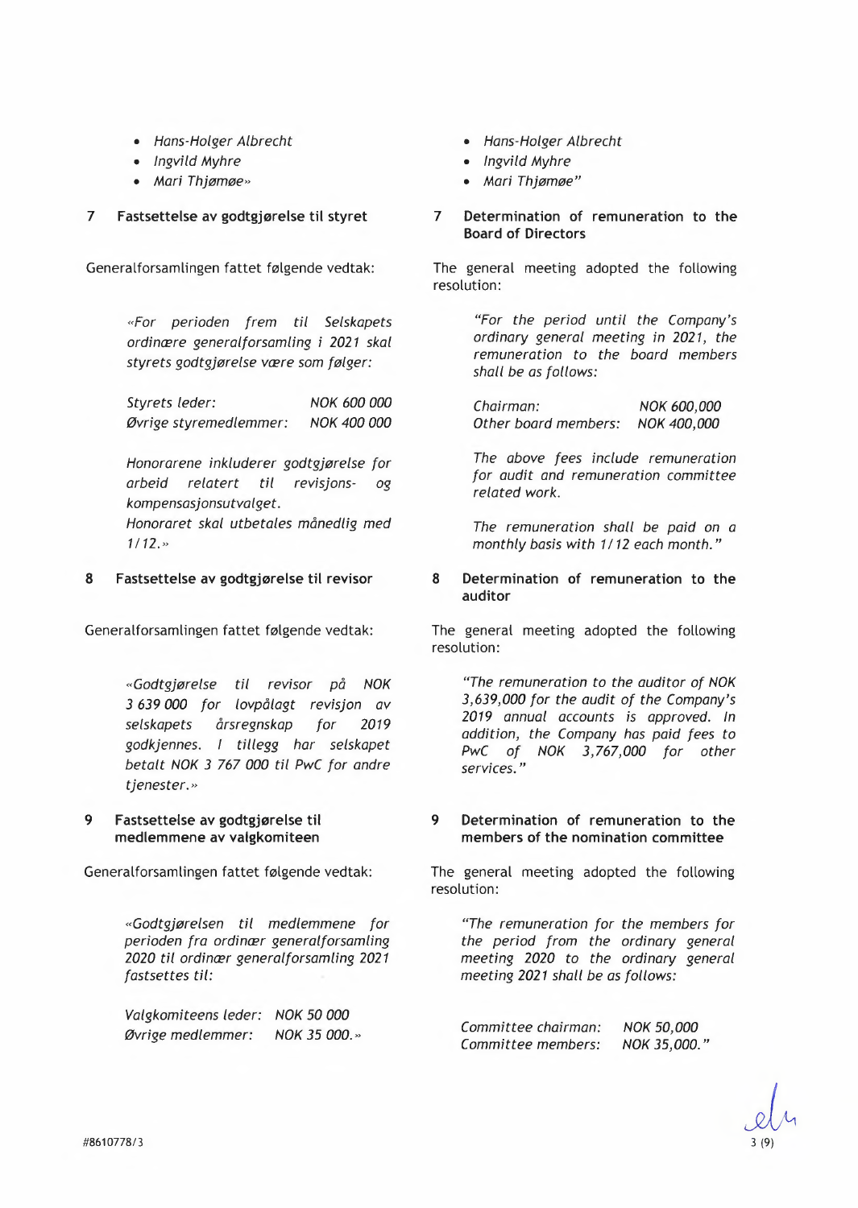- *Hans-Holger Albrecht*
- *Ingvild Myhre*
- *Mari Thjømøe»*

- *Hans-Holger Albrecht*
- *Ingvild Myhre*
- *Mari Thjømøe"*

## 7 Fastsettelse av godtgjørelse til styret

Generalforsamlingen fattet følgende vedtak:

> *«For perioden frem til Selskapets ordinære generalforsamling i 2021 skal styrets godtgjørelse være som følger:*
>
> | | |
> |---|---|
> | *Styrets leder:* | *NOK 600 000* |
> | *Øvrige styremedlemmer:* | *NOK 400 000* |
>
> *Honorarene inkluderer godtgjørelse for arbeid relatert til revisjons- og kompensasjonsutvalget.*
> *Honoraret skal utbetales månedlig med 1/12.»*

## 7 Determination of remuneration to the Board of Directors

The general meeting adopted the following resolution:

> *"For the period until the Company's ordinary general meeting in 2021, the remuneration to the board members shall be as follows:*
>
> | | |
> |---|---|
> | *Chairman:* | *NOK 600,000* |
> | *Other board members:* | *NOK 400,000* |
>
> *The above fees include remuneration for audit and remuneration committee related work.*
>
> *The remuneration shall be paid on a monthly basis with 1/12 each month."*

## 8 Fastsettelse av godtgjørelse til revisor

Generalforsamlingen fattet følgende vedtak:

> *«Godtgjørelse til revisor på NOK 3 639 000 for lovpålagt revisjon av selskapets årsregnskap for 2019 godkjennes. I tillegg har selskapet betalt NOK 3 767 000 til PwC for andre tjenester.»*

## 8 Determination of remuneration to the auditor

The general meeting adopted the following resolution:

> *"The remuneration to the auditor of NOK 3,639,000 for the audit of the Company's 2019 annual accounts is approved. In addition, the Company has paid fees to PwC of NOK 3,767,000 for other services."*

## 9 Fastsettelse av godtgjørelse til medlemmene av valgkomiteen

Generalforsamlingen fattet følgende vedtak:

> *«Godtgjørelsen til medlemmene for perioden fra ordinær generalforsamling 2020 til ordinær generalforsamling 2021 fastsettes til:*
>
> | | |
> |---|---|
> | *Valgkomiteens leder:* | *NOK 50 000* |
> | *Øvrige medlemmer:* | *NOK 35 000.»* |

## 9 Determination of remuneration to the members of the nomination committee

The general meeting adopted the following resolution:

> *"The remuneration for the members for the period from the ordinary general meeting 2020 to the ordinary general meeting 2021 shall be as follows:*
>
> | | |
> |---|---|
> | *Committee chairman:* | *NOK 50,000* |
> | *Committee members:* | *NOK 35,000."* |

#8610778/3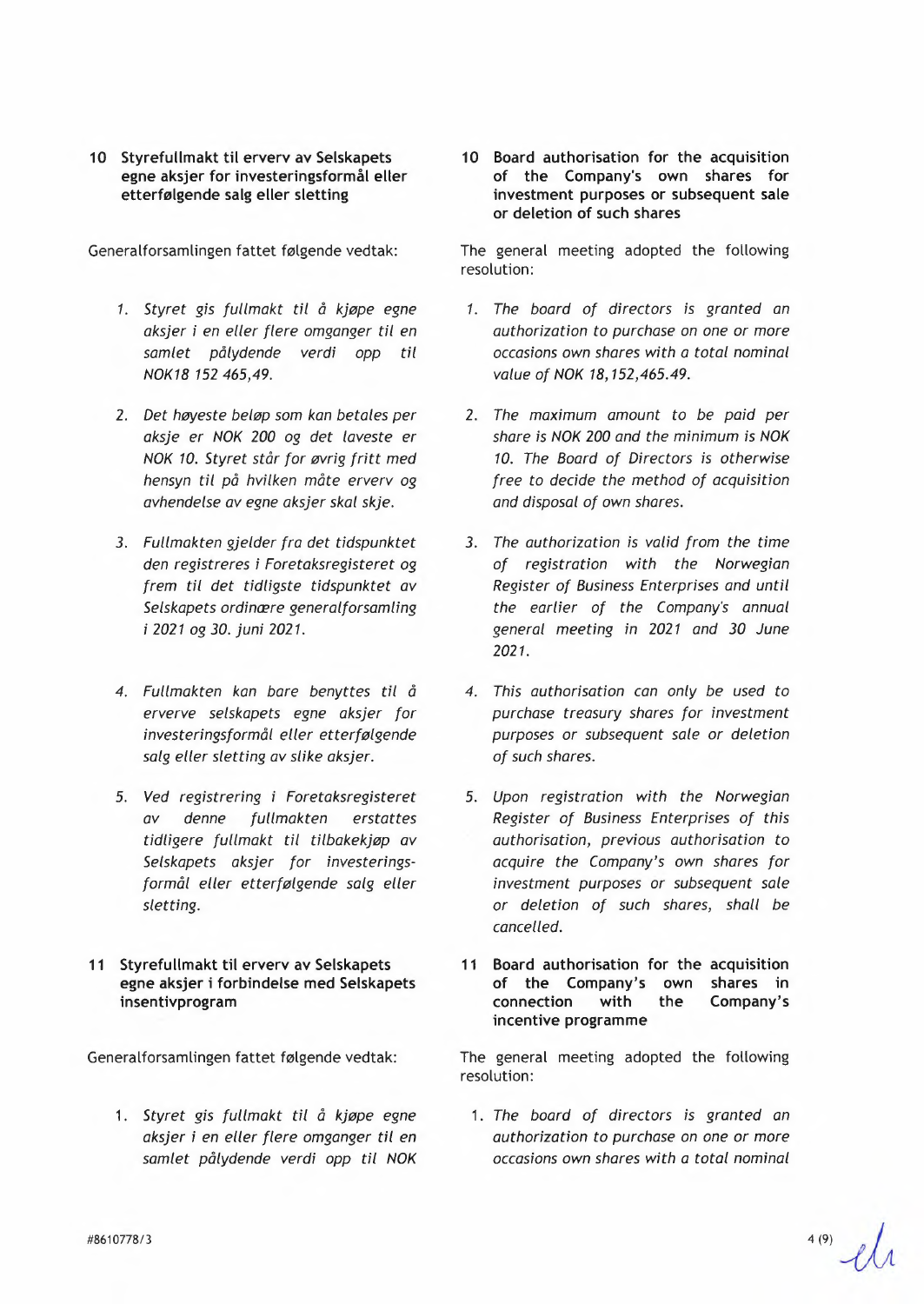## 10 Styrefullmakt til erverv av Selskapets egne aksjer for investeringsformål eller etterfølgende salg eller sletting

Generalforsamlingen fattet følgende vedtak:

1. *Styret gis fullmakt til å kjøpe egne aksjer i en eller flere omganger til en samlet pålydende verdi opp til NOK18 152 465,49.*
2. *Det høyeste beløp som kan betales per aksje er NOK 200 og det laveste er NOK 10. Styret står for øvrig fritt med hensyn til på hvilken måte erverv og avhendelse av egne aksjer skal skje.*
3. *Fullmakten gjelder fra det tidspunktet den registreres i Foretaksregisteret og frem til det tidligste tidspunktet av Selskapets ordinære generalforsamling i 2021 og 30. juni 2021.*
4. *Fullmakten kan bare benyttes til å erverve selskapets egne aksjer for investeringsformål eller etterfølgende salg eller sletting av slike aksjer.*
5. *Ved registrering i Foretaksregisteret av denne fullmakten erstattes tidligere fullmakt til tilbakekjøp av Selskapets aksjer for investeringsformål eller etterfølgende salg eller sletting.*

## 10 Board authorisation for the acquisition of the Company's own shares for investment purposes or subsequent sale or deletion of such shares

The general meeting adopted the following resolution:

1. *The board of directors is granted an authorization to purchase on one or more occasions own shares with a total nominal value of NOK 18,152,465.49.*
2. *The maximum amount to be paid per share is NOK 200 and the minimum is NOK 10. The Board of Directors is otherwise free to decide the method of acquisition and disposal of own shares.*
3. *The authorization is valid from the time of registration with the Norwegian Register of Business Enterprises and until the earlier of the Company's annual general meeting in 2021 and 30 June 2021.*
4. *This authorisation can only be used to purchase treasury shares for investment purposes or subsequent sale or deletion of such shares.*
5. *Upon registration with the Norwegian Register of Business Enterprises of this authorisation, previous authorisation to acquire the Company's own shares for investment purposes or subsequent sale or deletion of such shares, shall be cancelled.*

## 11 Styrefullmakt til erverv av Selskapets egne aksjer i forbindelse med Selskapets insentivprogram

Generalforsamlingen fattet følgende vedtak:

1. *Styret gis fullmakt til å kjøpe egne aksjer i en eller flere omganger til en samlet pålydende verdi opp til NOK*

## 11 Board authorisation for the acquisition of the Company's own shares in connection with the Company's incentive programme

The general meeting adopted the following resolution:

1. *The board of directors is granted an authorization to purchase on one or more occasions own shares with a total nominal*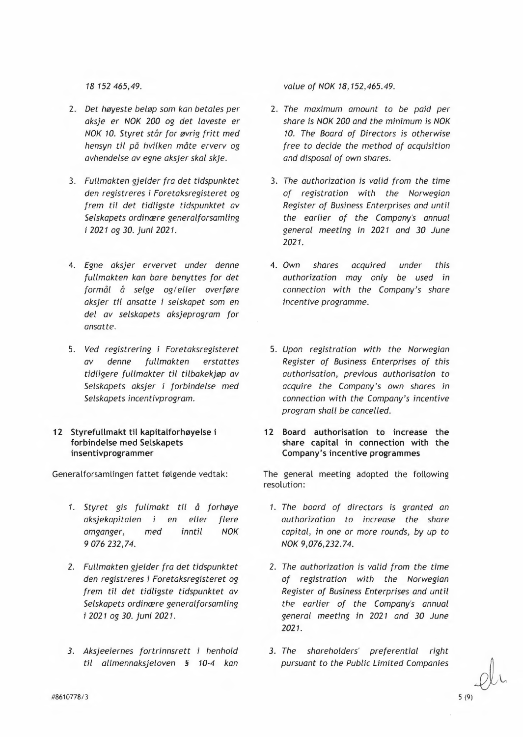*18 152 465,49.*

*value of NOK 18,152,465.49.*

2. *Det høyeste beløp som kan betales per aksje er NOK 200 og det laveste er NOK 10. Styret står for øvrig fritt med hensyn til på hvilken måte erverv og avhendelse av egne aksjer skal skje.*
3. *Fullmakten gjelder fra det tidspunktet den registreres i Foretaksregisteret og frem til det tidligste tidspunktet av Selskapets ordinære generalforsamling i 2021 og 30. juni 2021.*
4. *Egne aksjer ervervet under denne fullmakten kan bare benyttes for det formål å selge og/eller overføre aksjer til ansatte i selskapet som en del av selskapets aksjeprogram for ansatte.*
5. *Ved registrering i Foretaksregisteret av denne fullmakten erstattes tidligere fullmakter til tilbakekjøp av Selskapets aksjer i forbindelse med Selskapets incentivprogram.*

2. *The maximum amount to be paid per share is NOK 200 and the minimum is NOK 10. The Board of Directors is otherwise free to decide the method of acquisition and disposal of own shares.*
3. *The authorization is valid from the time of registration with the Norwegian Register of Business Enterprises and until the earlier of the Company's annual general meeting in 2021 and 30 June 2021.*
4. *Own shares acquired under this authorization may only be used in connection with the Company's share incentive programme.*
5. *Upon registration with the Norwegian Register of Business Enterprises of this authorisation, previous authorisation to acquire the Company's own shares in connection with the Company's incentive program shall be cancelled.*

**12 Styrefullmakt til kapitalforhøyelse i forbindelse med Selskapets insentivprogrammer**

Generalforsamlingen fattet følgende vedtak:

1. *Styret gis fullmakt til å forhøye aksjekapitalen i en eller flere omganger, med inntil NOK 9 076 232,74.*
2. *Fullmakten gjelder fra det tidspunktet den registreres i Foretaksregisteret og frem til det tidligste tidspunktet av Selskapets ordinære generalforsamling i 2021 og 30. juni 2021.*
3. *Aksjeeiernes fortrinnsrett i henhold til allmennaksjeloven § 10-4 kan*

**12 Board authorisation to increase the share capital in connection with the Company's incentive programmes**

The general meeting adopted the following resolution:

1. *The board of directors is granted an authorization to increase the share capital, in one or more rounds, by up to NOK 9,076,232.74.*
2. *The authorization is valid from the time of registration with the Norwegian Register of Business Enterprises and until the earlier of the Company's annual general meeting in 2021 and 30 June 2021.*
3. *The shareholders' preferential right pursuant to the Public Limited Companies*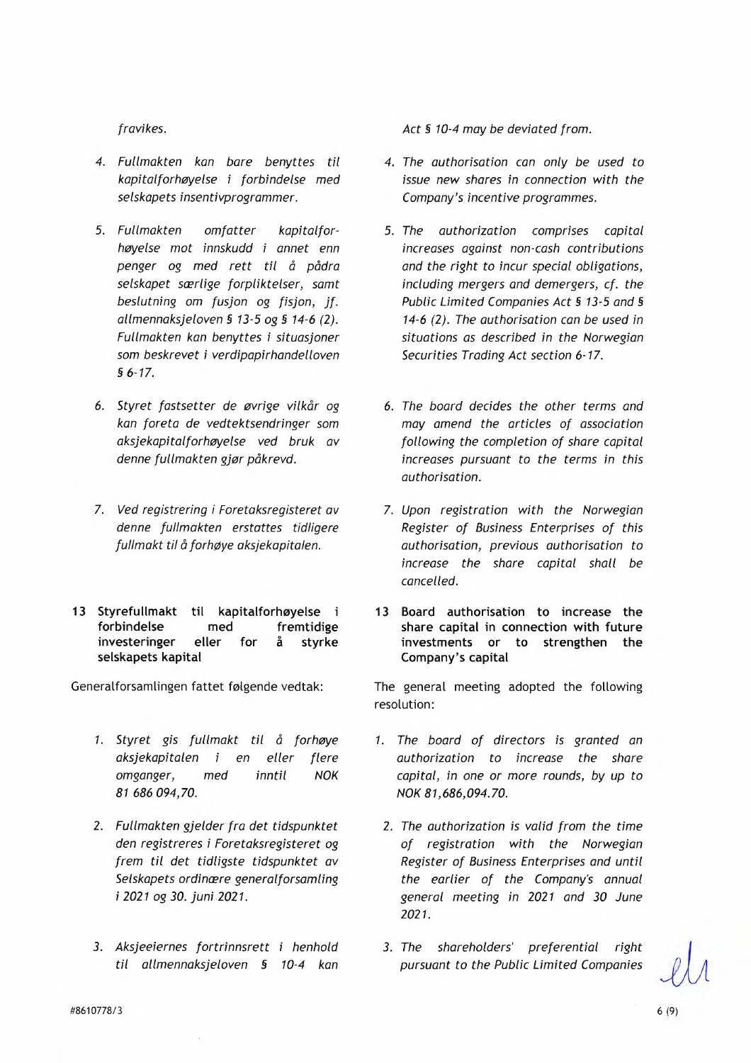*fravikes.*

4. *Fullmakten kan bare benyttes til kapitalforhøyelse i forbindelse med selskapets insentivprogrammer.*

5. *Fullmakten omfatter kapitalforhøyelse mot innskudd i annet enn penger og med rett til å pådra selskapet særlige forpliktelser, samt beslutning om fusjon og fisjon, jf. allmennaksjeloven § 13-5 og § 14-6 (2). Fullmakten kan benyttes i situasjoner som beskrevet i verdipapirhandelloven § 6-17.*

6. *Styret fastsetter de øvrige vilkår og kan foreta de vedtektsendringer som aksjekapitalforhøyelse ved bruk av denne fullmakten gjør påkrevd.*

7. *Ved registrering i Foretaksregisteret av denne fullmakten erstattes tidligere fullmakt til å forhøye aksjekapitalen.*

*Act § 10-4 may be deviated from.*

4. *The authorisation can only be used to issue new shares in connection with the Company's incentive programmes.*

5. *The authorization comprises capital increases against non-cash contributions and the right to incur special obligations, including mergers and demergers, cf. the Public Limited Companies Act § 13-5 and § 14-6 (2). The authorisation can be used in situations as described in the Norwegian Securities Trading Act section 6-17.*

6. *The board decides the other terms and may amend the articles of association following the completion of share capital increases pursuant to the terms in this authorisation.*

7. *Upon registration with the Norwegian Register of Business Enterprises of this authorisation, previous authorisation to increase the share capital shall be cancelled.*

## 13 Styrefullmakt til kapitalforhøyelse i forbindelse med fremtidige investeringer eller for å styrke selskapets kapital

Generalforsamlingen fattet følgende vedtak:

1. *Styret gis fullmakt til å forhøye aksjekapitalen i en eller flere omganger, med inntil NOK 81 686 094,70.*

2. *Fullmakten gjelder fra det tidspunktet den registreres i Foretaksregisteret og frem til det tidligste tidspunktet av Selskapets ordinære generalforsamling i 2021 og 30. juni 2021.*

3. *Aksjeeiernes fortrinnsrett i henhold til allmennaksjeloven § 10-4 kan*

## 13 Board authorisation to increase the share capital in connection with future investments or to strengthen the Company's capital

The general meeting adopted the following resolution:

1. *The board of directors is granted an authorization to increase the share capital, in one or more rounds, by up to NOK 81,686,094.70.*

2. *The authorization is valid from the time of registration with the Norwegian Register of Business Enterprises and until the earlier of the Company's annual general meeting in 2021 and 30 June 2021.*

3. *The shareholders' preferential right pursuant to the Public Limited Companies*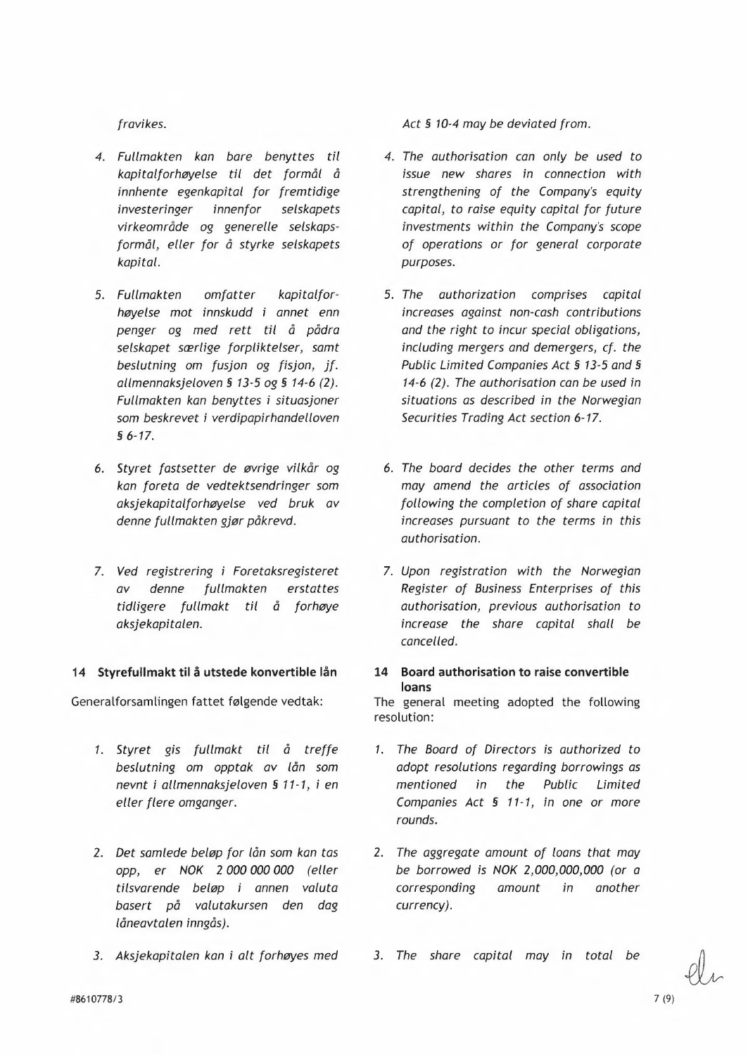*fravikes.*

*Act § 10-4 may be deviated from.*

4. *Fullmakten kan bare benyttes til kapitalforhøyelse til det formål å innhente egenkapital for fremtidige investeringer innenfor selskapets virkeområde og generelle selskapsformål, eller for å styrke selskapets kapital.*

4. *The authorisation can only be used to issue new shares in connection with strengthening of the Company's equity capital, to raise equity capital for future investments within the Company's scope of operations or for general corporate purposes.*

5. *Fullmakten omfatter kapitalforhøyelse mot innskudd i annet enn penger og med rett til å pådra selskapet særlige forpliktelser, samt beslutning om fusjon og fisjon, jf. allmennaksjeloven § 13-5 og § 14-6 (2). Fullmakten kan benyttes i situasjoner som beskrevet i verdipapirhandelloven § 6-17.*

5. *The authorization comprises capital increases against non-cash contributions and the right to incur special obligations, including mergers and demergers, cf. the Public Limited Companies Act § 13-5 and § 14-6 (2). The authorisation can be used in situations as described in the Norwegian Securities Trading Act section 6-17.*

6. *Styret fastsetter de øvrige vilkår og kan foreta de vedtektsendringer som aksjekapitalforhøyelse ved bruk av denne fullmakten gjør påkrevd.*

6. *The board decides the other terms and may amend the articles of association following the completion of share capital increases pursuant to the terms in this authorisation.*

7. *Ved registrering i Foretaksregisteret av denne fullmakten erstattes tidligere fullmakt til å forhøye aksjekapitalen.*

7. *Upon registration with the Norwegian Register of Business Enterprises of this authorisation, previous authorisation to increase the share capital shall be cancelled.*

## 14 Styrefullmakt til å utstede konvertible lån

## 14 Board authorisation to raise convertible loans

Generalforsamlingen fattet følgende vedtak:

The general meeting adopted the following resolution:

1. *Styret gis fullmakt til å treffe beslutning om opptak av lån som nevnt i allmennaksjeloven § 11-1, i en eller flere omganger.*

1. *The Board of Directors is authorized to adopt resolutions regarding borrowings as mentioned in the Public Limited Companies Act § 11-1, in one or more rounds.*

2. *Det samlede beløp for lån som kan tas opp, er NOK 2 000 000 000 (eller tilsvarende beløp i annen valuta basert på valutakursen den dag låneavtalen inngås).*

2. *The aggregate amount of loans that may be borrowed is NOK 2,000,000,000 (or a corresponding amount in another currency).*

3. *Aksjekapitalen kan i alt forhøyes med*

3. *The share capital may in total be*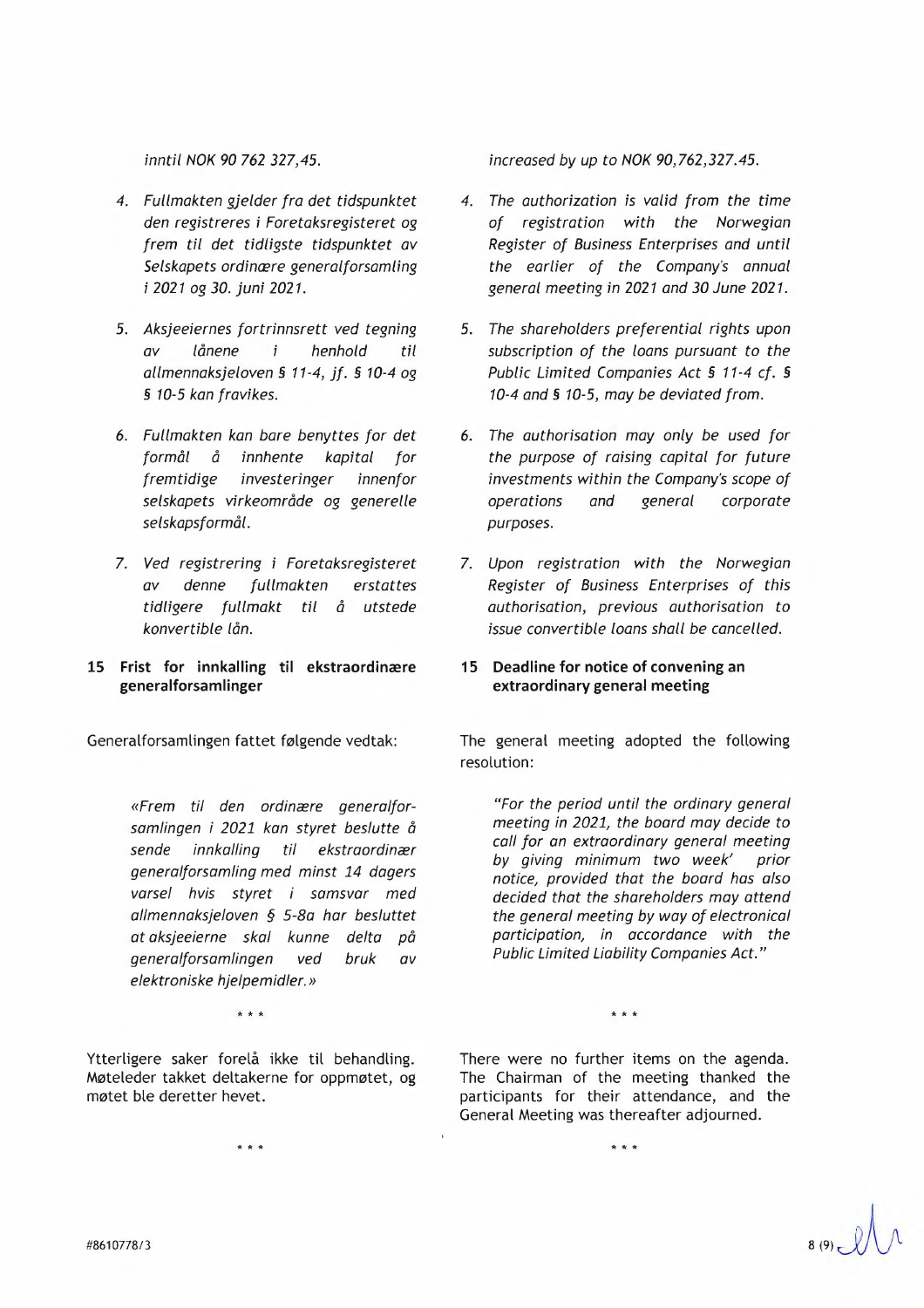*inntil NOK 90 762 327,45.*

4. *Fullmakten gjelder fra det tidspunktet den registreres i Foretaksregisteret og frem til det tidligste tidspunktet av Selskapets ordinære generalforsamling i 2021 og 30. juni 2021.*

5. *Aksjeeiernes fortrinnsrett ved tegning av lånene i henhold til allmennaksjeloven § 11-4, jf. § 10-4 og § 10-5 kan fravikes.*

6. *Fullmakten kan bare benyttes for det formål å innhente kapital for fremtidige investeringer innenfor selskapets virkeområde og generelle selskapsformål.*

7. *Ved registrering i Foretaksregisteret av denne fullmakten erstattes tidligere fullmakt til å utstede konvertible lån.*

## 15 Frist for innkalling til ekstraordinære generalforsamlinger

Generalforsamlingen fattet følgende vedtak:

> *«Frem til den ordinære generalforsamlingen i 2021 kan styret beslutte å sende innkalling til ekstraordinær generalforsamling med minst 14 dagers varsel hvis styret i samsvar med allmennaksjeloven § 5-8a har besluttet at aksjeeierne skal kunne delta på generalforsamlingen ved bruk av elektroniske hjelpemidler.»*

\* \* \*

Ytterligere saker forelå ikke til behandling. Møteleder takket deltakerne for oppmøtet, og møtet ble deretter hevet.

\* \* \*

*increased by up to NOK 90,762,327.45.*

4. *The authorization is valid from the time of registration with the Norwegian Register of Business Enterprises and until the earlier of the Company's annual general meeting in 2021 and 30 June 2021.*

5. *The shareholders preferential rights upon subscription of the loans pursuant to the Public Limited Companies Act § 11-4 cf. § 10-4 and § 10-5, may be deviated from.*

6. *The authorisation may only be used for the purpose of raising capital for future investments within the Company's scope of operations and general corporate purposes.*

7. *Upon registration with the Norwegian Register of Business Enterprises of this authorisation, previous authorisation to issue convertible loans shall be cancelled.*

## 15 Deadline for notice of convening an extraordinary general meeting

The general meeting adopted the following resolution:

> *"For the period until the ordinary general meeting in 2021, the board may decide to call for an extraordinary general meeting by giving minimum two week' prior notice, provided that the board has also decided that the shareholders may attend the general meeting by way of electronical participation, in accordance with the Public Limited Liability Companies Act."*

\* \* \*

There were no further items on the agenda. The Chairman of the meeting thanked the participants for their attendance, and the General Meeting was thereafter adjourned.

\* \* \*

#8610778/3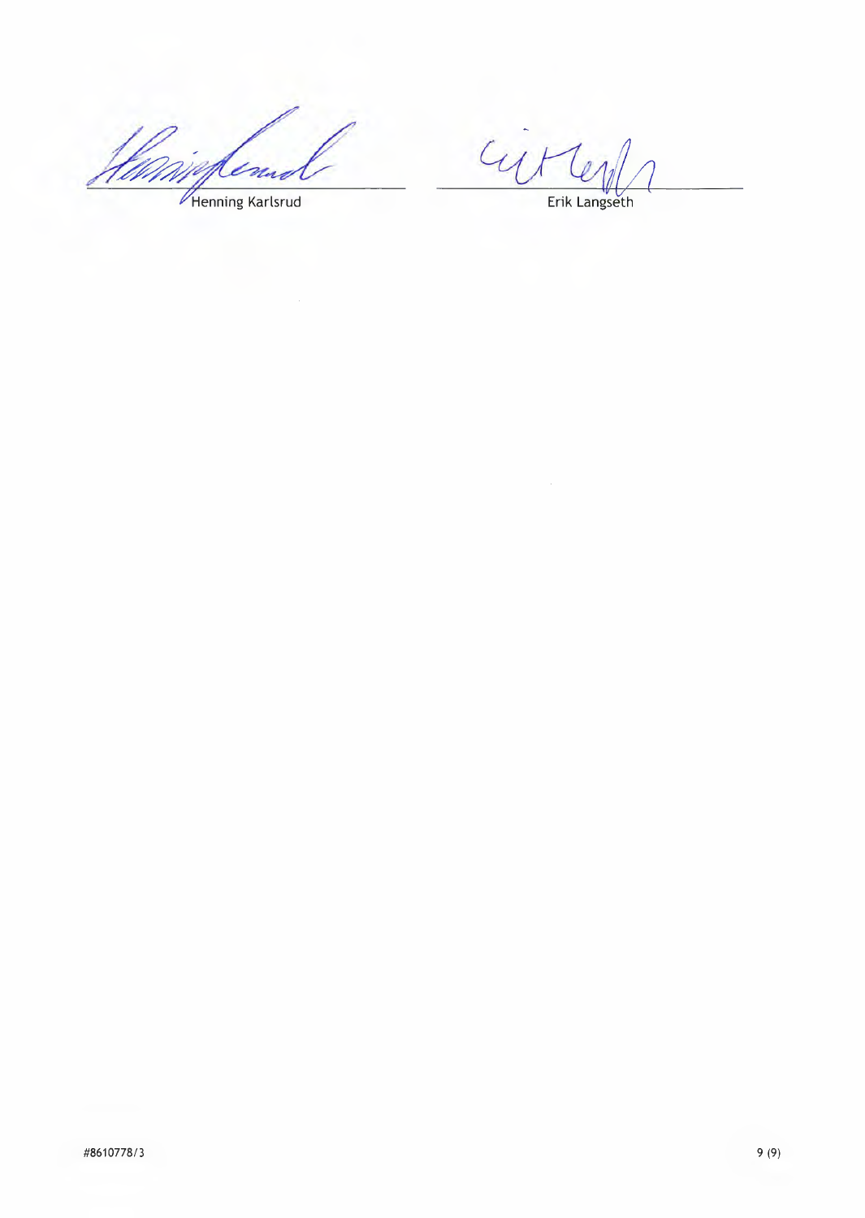Henning Karlsrud

Erik Langseth

#8610778/3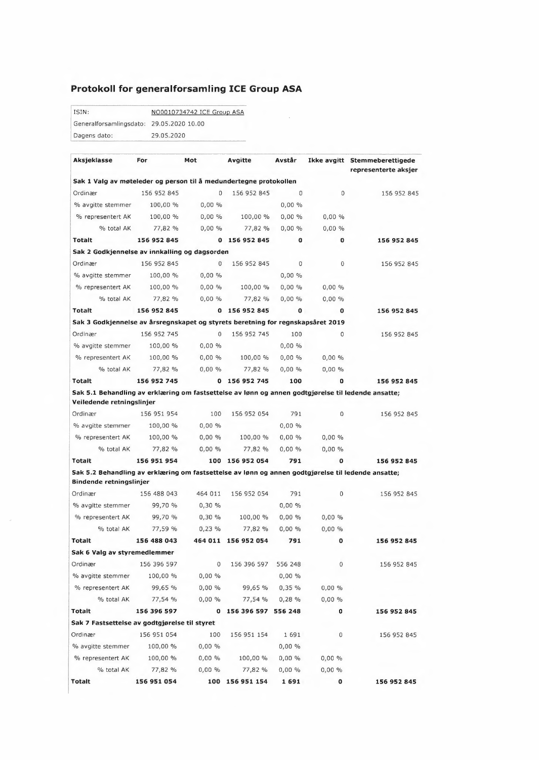## Protokoll for generalforsamling ICE Group ASA

| | |
|---|---|
| ISIN: | NO0010734742 ICE Group ASA |
| Generalforsamlingsdato: | 29.05.2020 10.00 |
| Dagens dato: | 29.05.2020 |

| Aksjeklasse | For | Mot | Avgitte | Avstår | Ikke avgitt | Stemmeberettigede representerte aksjer |
|---|---|---|---|---|---|---|
| **Sak 1 Valg av møteleder og person til å medundertegne protokollen** | | | | | | |
| Ordinær | 156 952 845 | 0 | 156 952 845 | 0 | 0 | 156 952 845 |
| % avgitte stemmer | 100,00 % | 0,00 % | | 0,00 % | | |
| % representert AK | 100,00 % | 0,00 % | 100,00 % | 0,00 % | 0,00 % | |
| % total AK | 77,82 % | 0,00 % | 77,82 % | 0,00 % | 0,00 % | |
| **Totalt** | **156 952 845** | **0** | **156 952 845** | **0** | **0** | **156 952 845** |
| **Sak 2 Godkjennelse av innkalling og dagsorden** | | | | | | |
| Ordinær | 156 952 845 | 0 | 156 952 845 | 0 | 0 | 156 952 845 |
| % avgitte stemmer | 100,00 % | 0,00 % | | 0,00 % | | |
| % representert AK | 100,00 % | 0,00 % | 100,00 % | 0,00 % | 0,00 % | |
| % total AK | 77,82 % | 0,00 % | 77,82 % | 0,00 % | 0,00 % | |
| **Totalt** | **156 952 845** | **0** | **156 952 845** | **0** | **0** | **156 952 845** |
| **Sak 3 Godkjennelse av årsregnskapet og styrets beretning for regnskapsåret 2019** | | | | | | |
| Ordinær | 156 952 745 | 0 | 156 952 745 | 100 | 0 | 156 952 845 |
| % avgitte stemmer | 100,00 % | 0,00 % | | 0,00 % | | |
| % representert AK | 100,00 % | 0,00 % | 100,00 % | 0,00 % | 0,00 % | |
| % total AK | 77,82 % | 0,00 % | 77,82 % | 0,00 % | 0,00 % | |
| **Totalt** | **156 952 745** | **0** | **156 952 745** | **100** | **0** | **156 952 845** |
| **Sak 5.1 Behandling av erklæring om fastsettelse av lønn og annen godtgjørelse til ledende ansatte; Veiledende retningslinjer** | | | | | | |
| Ordinær | 156 951 954 | 100 | 156 952 054 | 791 | 0 | 156 952 845 |
| % avgitte stemmer | 100,00 % | 0,00 % | | 0,00 % | | |
| % representert AK | 100,00 % | 0,00 % | 100,00 % | 0,00 % | 0,00 % | |
| % total AK | 77,82 % | 0,00 % | 77,82 % | 0,00 % | 0,00 % | |
| **Totalt** | **156 951 954** | **100** | **156 952 054** | **791** | **0** | **156 952 845** |
| **Sak 5.2 Behandling av erklæring om fastsettelse av lønn og annen godtgjørelse til ledende ansatte; Bindende retningslinjer** | | | | | | |
| Ordinær | 156 488 043 | 464 011 | 156 952 054 | 791 | 0 | 156 952 845 |
| % avgitte stemmer | 99,70 % | 0,30 % | | 0,00 % | | |
| % representert AK | 99,70 % | 0,30 % | 100,00 % | 0,00 % | 0,00 % | |
| % total AK | 77,59 % | 0,23 % | 77,82 % | 0,00 % | 0,00 % | |
| **Totalt** | **156 488 043** | **464 011** | **156 952 054** | **791** | **0** | **156 952 845** |
| **Sak 6 Valg av styremedlemmer** | | | | | | |
| Ordinær | 156 396 597 | 0 | 156 396 597 | 556 248 | 0 | 156 952 845 |
| % avgitte stemmer | 100,00 % | 0,00 % | | 0,00 % | | |
| % representert AK | 99,65 % | 0,00 % | 99,65 % | 0,35 % | 0,00 % | |
| % total AK | 77,54 % | 0,00 % | 77,54 % | 0,28 % | 0,00 % | |
| **Totalt** | **156 396 597** | **0** | **156 396 597** | **556 248** | **0** | **156 952 845** |
| **Sak 7 Fastsettelse av godtgjørelse til styret** | | | | | | |
| Ordinær | 156 951 054 | 100 | 156 951 154 | 1 691 | 0 | 156 952 845 |
| % avgitte stemmer | 100,00 % | 0,00 % | | 0,00 % | | |
| % representert AK | 100,00 % | 0,00 % | 100,00 % | 0,00 % | 0,00 % | |
| % total AK | 77,82 % | 0,00 % | 77,82 % | 0,00 % | 0,00 % | |
| **Totalt** | **156 951 054** | **100** | **156 951 154** | **1 691** | **0** | **156 952 845** |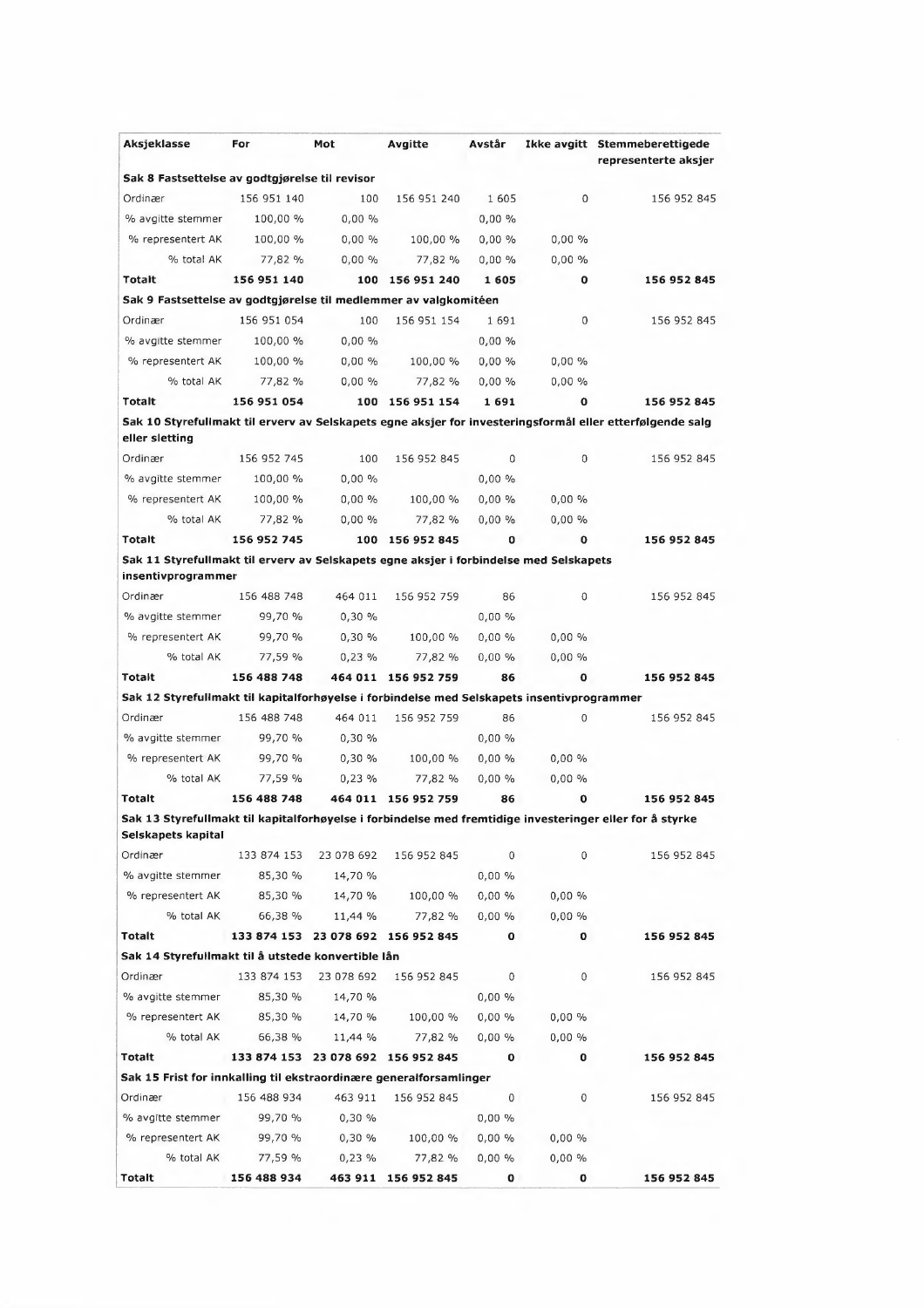| Aksjeklasse | For | Mot | Avgitte | Avstår | Ikke avgitt | Stemmeberettigede representerte aksjer |
|---|---|---|---|---|---|---|
| **Sak 8 Fastsettelse av godtgjørelse til revisor** | | | | | | |
| Ordinær | 156 951 140 | 100 | 156 951 240 | 1 605 | 0 | 156 952 845 |
| % avgitte stemmer | 100,00 % | 0,00 % | | 0,00 % | | |
| % representert AK | 100,00 % | 0,00 % | 100,00 % | 0,00 % | 0,00 % | |
| % total AK | 77,82 % | 0,00 % | 77,82 % | 0,00 % | 0,00 % | |
| **Totalt** | **156 951 140** | **100** | **156 951 240** | **1 605** | **0** | **156 952 845** |
| **Sak 9 Fastsettelse av godtgjørelse til medlemmer av valgkomitéen** | | | | | | |
| Ordinær | 156 951 054 | 100 | 156 951 154 | 1 691 | 0 | 156 952 845 |
| % avgitte stemmer | 100,00 % | 0,00 % | | 0,00 % | | |
| % representert AK | 100,00 % | 0,00 % | 100,00 % | 0,00 % | 0,00 % | |
| % total AK | 77,82 % | 0,00 % | 77,82 % | 0,00 % | 0,00 % | |
| **Totalt** | **156 951 054** | **100** | **156 951 154** | **1 691** | **0** | **156 952 845** |
| **Sak 10 Styrefullmakt til erverv av Selskapets egne aksjer for investeringsformål eller etterfølgende salg eller sletting** | | | | | | |
| Ordinær | 156 952 745 | 100 | 156 952 845 | 0 | 0 | 156 952 845 |
| % avgitte stemmer | 100,00 % | 0,00 % | | 0,00 % | | |
| % representert AK | 100,00 % | 0,00 % | 100,00 % | 0,00 % | 0,00 % | |
| % total AK | 77,82 % | 0,00 % | 77,82 % | 0,00 % | 0,00 % | |
| **Totalt** | **156 952 745** | **100** | **156 952 845** | **0** | **0** | **156 952 845** |
| **Sak 11 Styrefullmakt til erverv av Selskapets egne aksjer i forbindelse med Selskapets insentivprogrammer** | | | | | | |
| Ordinær | 156 488 748 | 464 011 | 156 952 759 | 86 | 0 | 156 952 845 |
| % avgitte stemmer | 99,70 % | 0,30 % | | 0,00 % | | |
| % representert AK | 99,70 % | 0,30 % | 100,00 % | 0,00 % | 0,00 % | |
| % total AK | 77,59 % | 0,23 % | 77,82 % | 0,00 % | 0,00 % | |
| **Totalt** | **156 488 748** | **464 011** | **156 952 759** | **86** | **0** | **156 952 845** |
| **Sak 12 Styrefullmakt til kapitalforhøyelse i forbindelse med Selskapets insentivprogrammer** | | | | | | |
| Ordinær | 156 488 748 | 464 011 | 156 952 759 | 86 | 0 | 156 952 845 |
| % avgitte stemmer | 99,70 % | 0,30 % | | 0,00 % | | |
| % representert AK | 99,70 % | 0,30 % | 100,00 % | 0,00 % | 0,00 % | |
| % total AK | 77,59 % | 0,23 % | 77,82 % | 0,00 % | 0,00 % | |
| **Totalt** | **156 488 748** | **464 011** | **156 952 759** | **86** | **0** | **156 952 845** |
| **Sak 13 Styrefullmakt til kapitalforhøyelse i forbindelse med fremtidige investeringer eller for å styrke Selskapets kapital** | | | | | | |
| Ordinær | 133 874 153 | 23 078 692 | 156 952 845 | 0 | 0 | 156 952 845 |
| % avgitte stemmer | 85,30 % | 14,70 % | | 0,00 % | | |
| % representert AK | 85,30 % | 14,70 % | 100,00 % | 0,00 % | 0,00 % | |
| % total AK | 66,38 % | 11,44 % | 77,82 % | 0,00 % | 0,00 % | |
| **Totalt** | **133 874 153** | **23 078 692** | **156 952 845** | **0** | **0** | **156 952 845** |
| **Sak 14 Styrefullmakt til å utstede konvertible lån** | | | | | | |
| Ordinær | 133 874 153 | 23 078 692 | 156 952 845 | 0 | 0 | 156 952 845 |
| % avgitte stemmer | 85,30 % | 14,70 % | | 0,00 % | | |
| % representert AK | 85,30 % | 14,70 % | 100,00 % | 0,00 % | 0,00 % | |
| % total AK | 66,38 % | 11,44 % | 77,82 % | 0,00 % | 0,00 % | |
| **Totalt** | **133 874 153** | **23 078 692** | **156 952 845** | **0** | **0** | **156 952 845** |
| **Sak 15 Frist for innkalling til ekstraordinære generalforsamlinger** | | | | | | |
| Ordinær | 156 488 934 | 463 911 | 156 952 845 | 0 | 0 | 156 952 845 |
| % avgitte stemmer | 99,70 % | 0,30 % | | 0,00 % | | |
| % representert AK | 99,70 % | 0,30 % | 100,00 % | 0,00 % | 0,00 % | |
| % total AK | 77,59 % | 0,23 % | 77,82 % | 0,00 % | 0,00 % | |
| **Totalt** | **156 488 934** | **463 911** | **156 952 845** | **0** | **0** | **156 952 845** |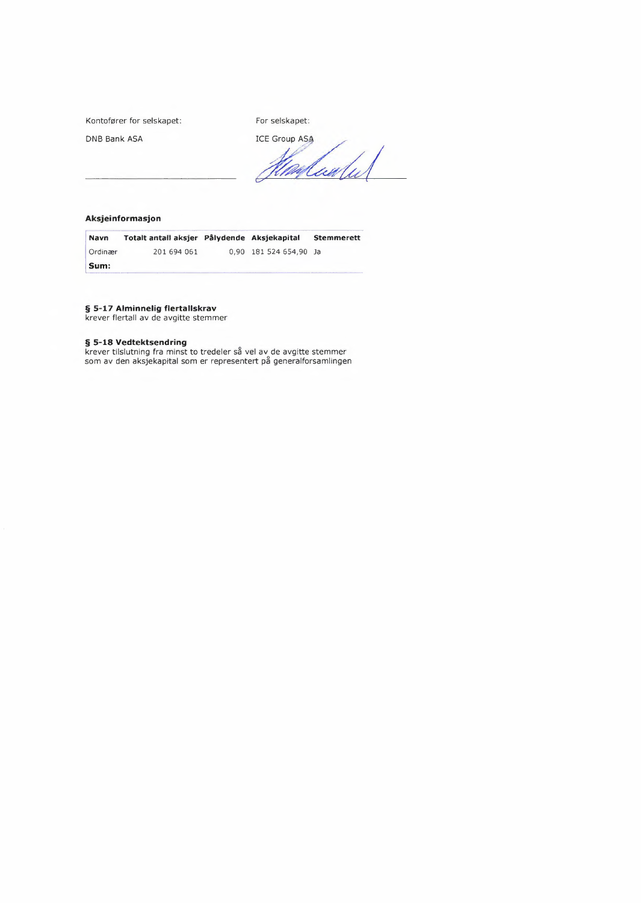| | |
|---|---|
| Kontofører for selskapet: | For selskapet: |
| DNB Bank ASA | ICE Group ASA |

**Aksjeinformasjon**

| Navn | Totalt antall aksjer | Pålydende | Aksjekapital | Stemmerett |
|---|---|---|---|---|
| Ordinær | 201 694 061 | 0,90 | 181 524 654,90 | Ja |
| **Sum:** | | | | |

**§ 5-17 Alminnelig flertallskrav**
krever flertall av de avgitte stemmer

**§ 5-18 Vedtektsendring**
krever tilslutning fra minst to tredeler så vel av de avgitte stemmer som av den aksjekapital som er representert på generalforsamlingen